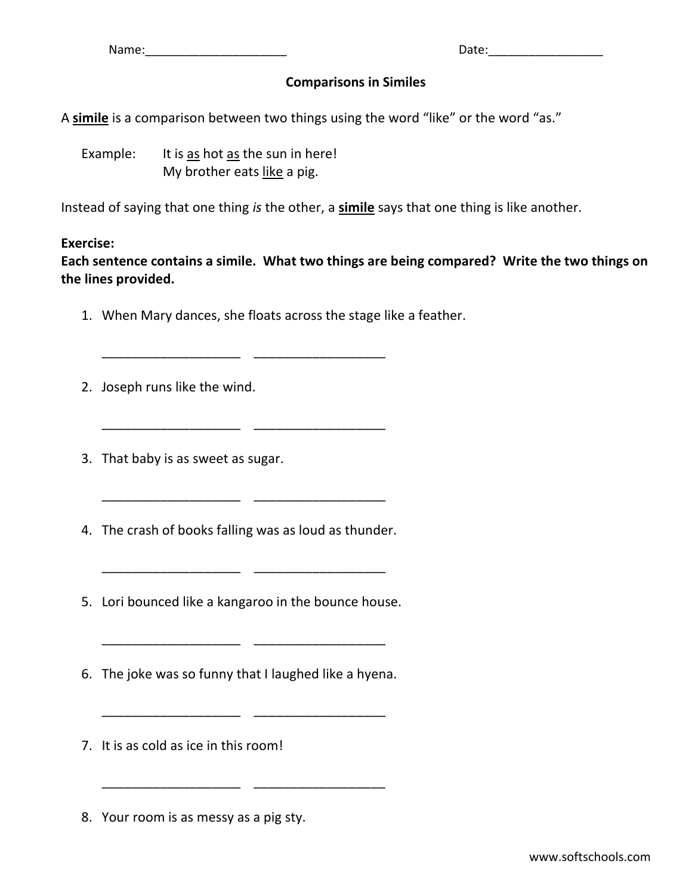Name:_____________________ Date:_________________

## Comparisons in Similes

A **<u>simile</u>** is a comparison between two things using the word "like" or the word "as."

Example: It is <u>as</u> hot <u>as</u> the sun in here!
My brother eats <u>like</u> a pig.

Instead of saying that one thing *is* the other, a **<u>simile</u>** says that one thing is like another.

**Exercise:**
**Each sentence contains a simile. What two things are being compared? Write the two things on the lines provided.**

1. When Mary dances, she floats across the stage like a feather.

   ___________________ ___________________

2. Joseph runs like the wind.

   ___________________ ___________________

3. That baby is as sweet as sugar.

   ___________________ ___________________

4. The crash of books falling was as loud as thunder.

   ___________________ ___________________

5. Lori bounced like a kangaroo in the bounce house.

   ___________________ ___________________

6. The joke was so funny that I laughed like a hyena.

   ___________________ ___________________

7. It is as cold as ice in this room!

   ___________________ ___________________

8. Your room is as messy as a pig sty.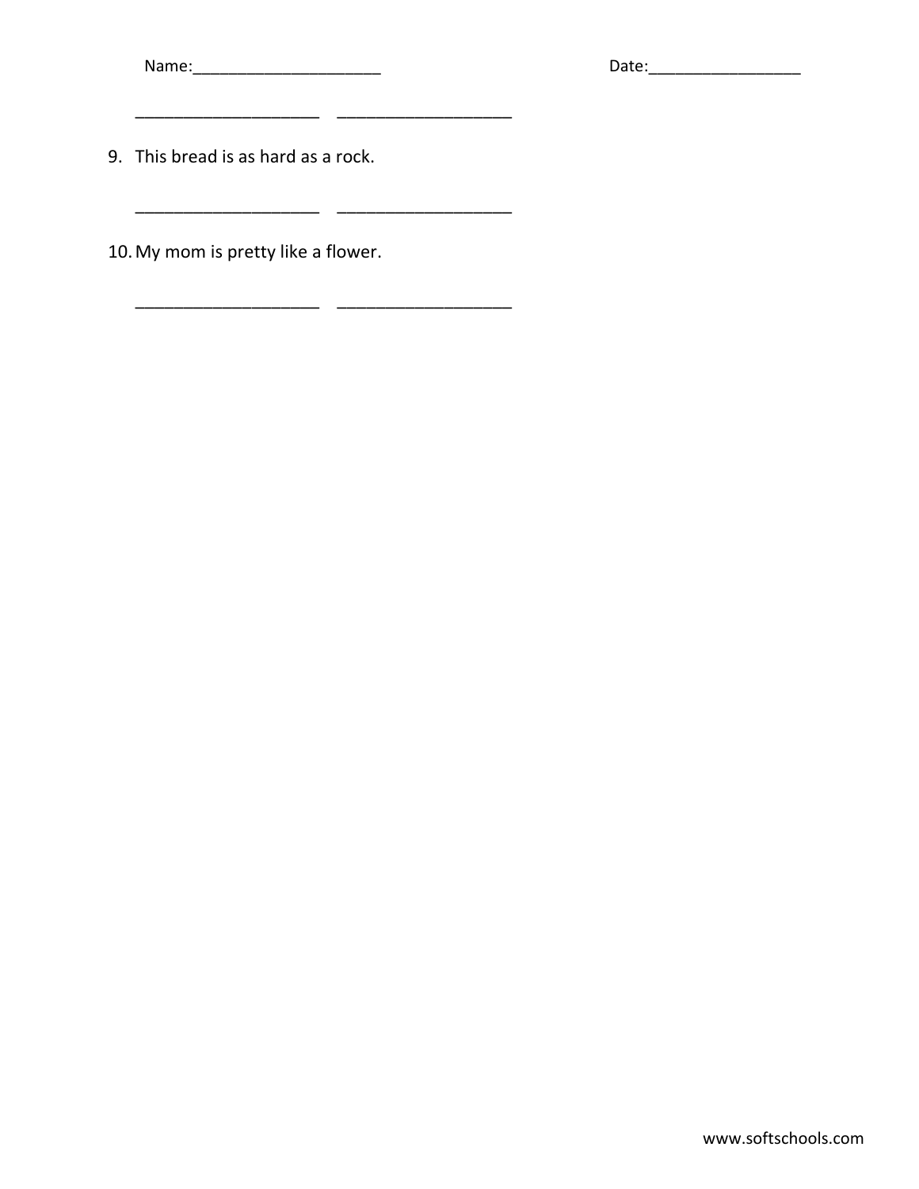Name:_____________________ Date:_________________

____________________ ___________________

9. This bread is as hard as a rock.

____________________ ___________________

10. My mom is pretty like a flower.

____________________ ___________________

www.softschools.com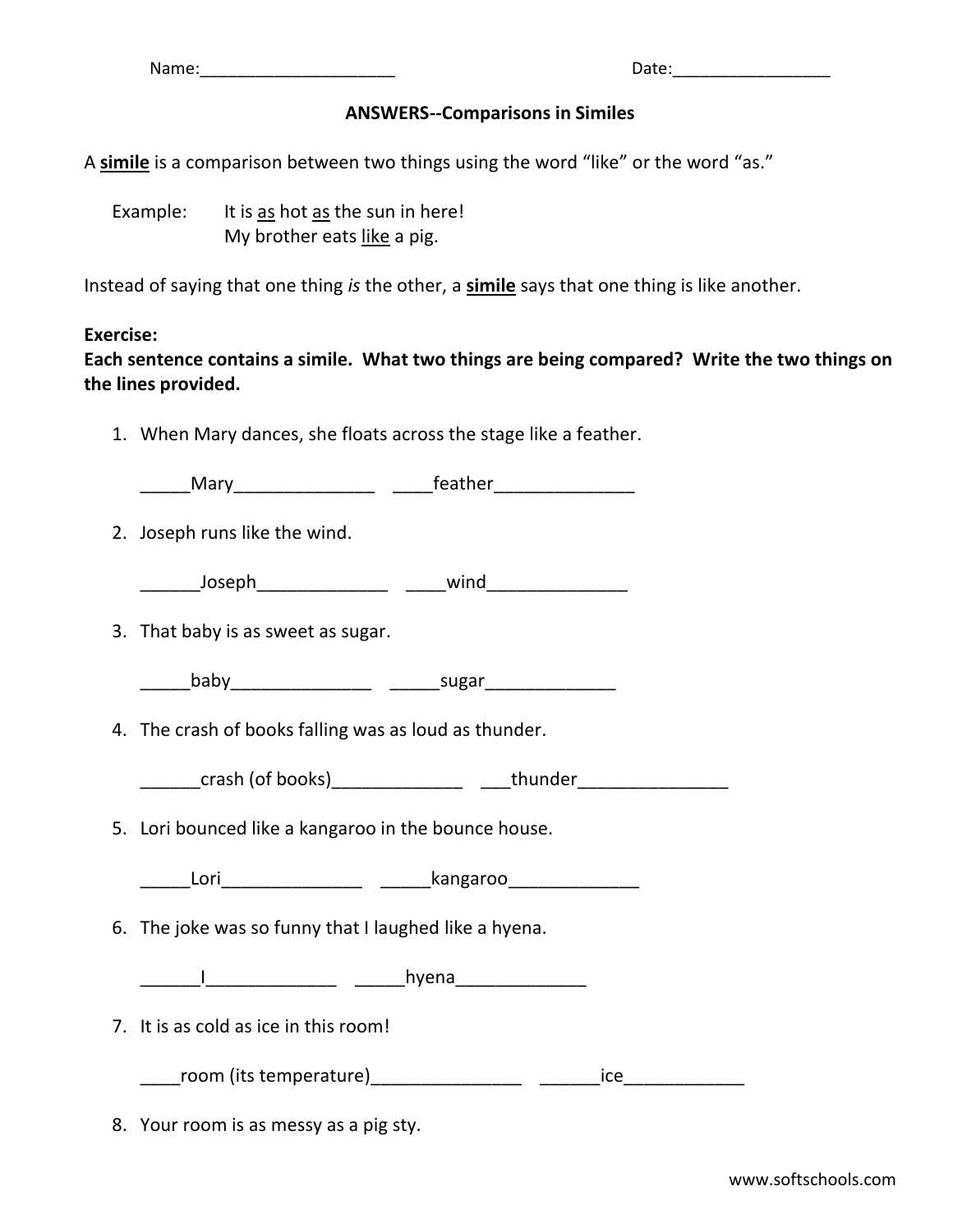Name:_____________________ Date:_________________

**ANSWERS--Comparisons in Similes**

A **simile** is a comparison between two things using the word "like" or the word "as."

Example: It is as hot as the sun in here!
My brother eats like a pig.

Instead of saying that one thing *is* the other, a **simile** says that one thing is like another.

**Exercise:**
**Each sentence contains a simile. What two things are being compared? Write the two things on the lines provided.**

1. When Mary dances, she floats across the stage like a feather.

   _____Mary______________ ____feather______________

2. Joseph runs like the wind.

   ______Joseph_____________ ____wind______________

3. That baby is as sweet as sugar.

   _____baby______________ _____sugar_____________

4. The crash of books falling was as loud as thunder.

   ______crash (of books)_____________ ___thunder_______________

5. Lori bounced like a kangaroo in the bounce house.

   _____Lori______________ _____kangaroo_____________

6. The joke was so funny that I laughed like a hyena.

   ______I_____________ _____hyena_____________

7. It is as cold as ice in this room!

   ____room (its temperature)_______________ ______ice____________

8. Your room is as messy as a pig sty.

www.softschools.com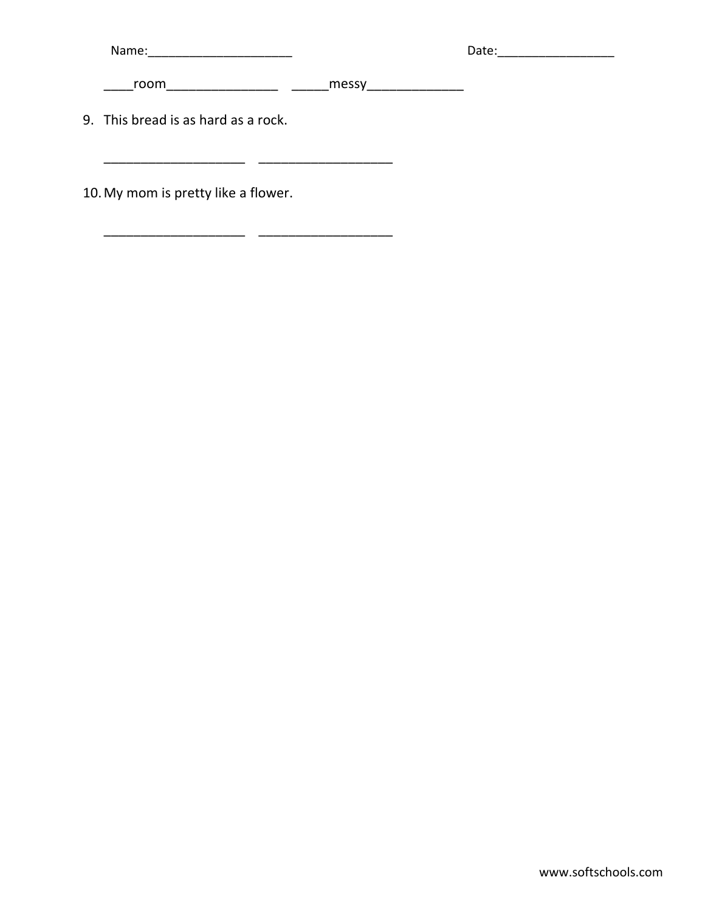Name:_____________________ Date:_________________

____room_______________ _____messy_____________

9. This bread is as hard as a rock.

___________________ __________________

10. My mom is pretty like a flower.

___________________ __________________